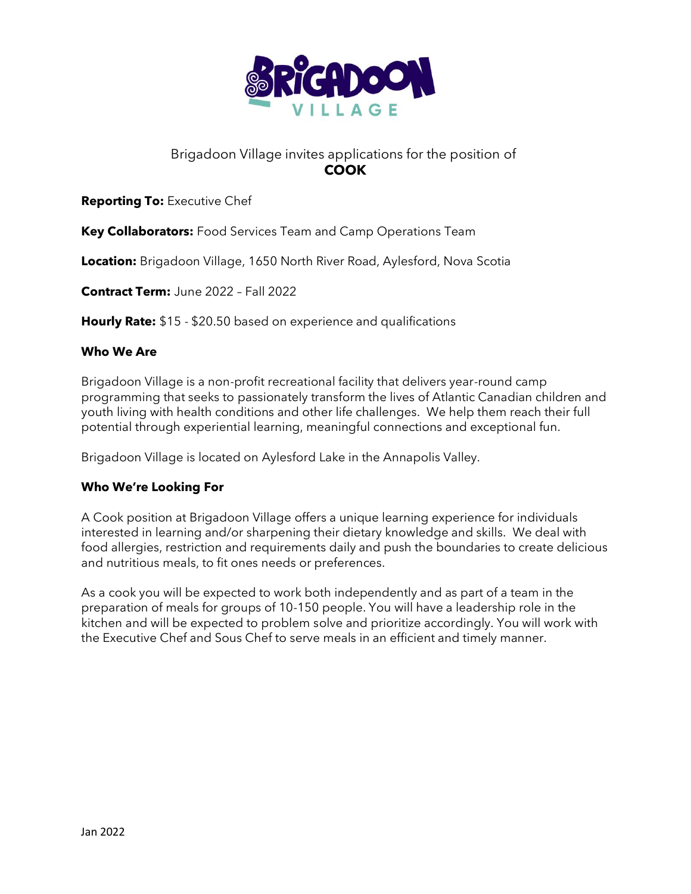Brigadoon Village invites applications for the position of

# COOK

**Reporting To:** Executive Chef

**Key Collaborators:** Food Services Team and Camp Operations Team

**Location:** Brigadoon Village, 1650 North River Road, Aylesford, Nova Scotia

**Contract Term:** June 2022 – Fall 2022

**Hourly Rate:** $15 - $20.50 based on experience and qualifications

## Who We Are

Brigadoon Village is a non-profit recreational facility that delivers year-round camp programming that seeks to passionately transform the lives of Atlantic Canadian children and youth living with health conditions and other life challenges. We help them reach their full potential through experiential learning, meaningful connections and exceptional fun.

Brigadoon Village is located on Aylesford Lake in the Annapolis Valley.

## Who We're Looking For

A Cook position at Brigadoon Village offers a unique learning experience for individuals interested in learning and/or sharpening their dietary knowledge and skills. We deal with food allergies, restriction and requirements daily and push the boundaries to create delicious and nutritious meals, to fit ones needs or preferences.

As a cook you will be expected to work both independently and as part of a team in the preparation of meals for groups of 10-150 people. You will have a leadership role in the kitchen and will be expected to problem solve and prioritize accordingly. You will work with the Executive Chef and Sous Chef to serve meals in an efficient and timely manner.

Jan 2022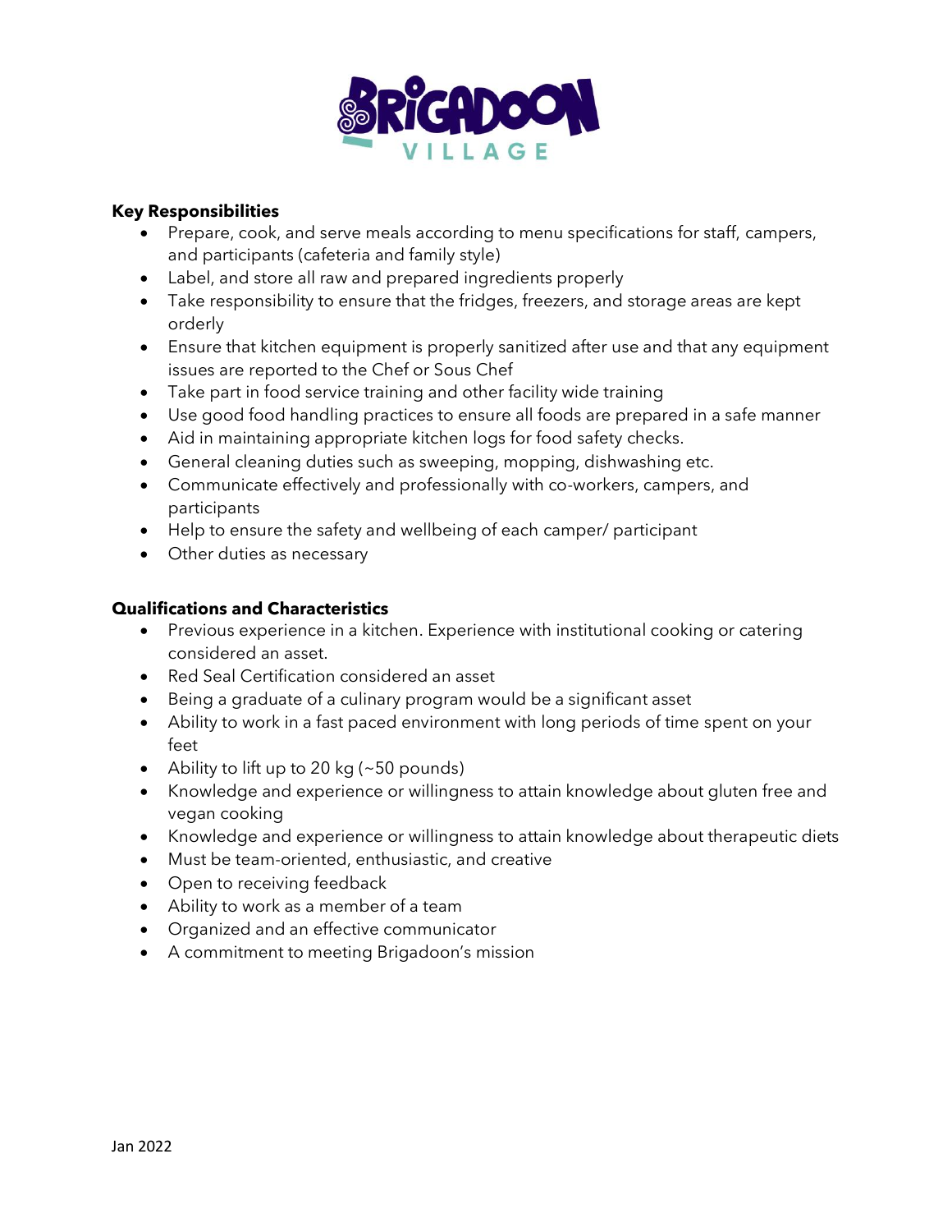**Key Responsibilities**

- Prepare, cook, and serve meals according to menu specifications for staff, campers, and participants (cafeteria and family style)
- Label, and store all raw and prepared ingredients properly
- Take responsibility to ensure that the fridges, freezers, and storage areas are kept orderly
- Ensure that kitchen equipment is properly sanitized after use and that any equipment issues are reported to the Chef or Sous Chef
- Take part in food service training and other facility wide training
- Use good food handling practices to ensure all foods are prepared in a safe manner
- Aid in maintaining appropriate kitchen logs for food safety checks.
- General cleaning duties such as sweeping, mopping, dishwashing etc.
- Communicate effectively and professionally with co-workers, campers, and participants
- Help to ensure the safety and wellbeing of each camper/ participant
- Other duties as necessary

**Qualifications and Characteristics**

- Previous experience in a kitchen. Experience with institutional cooking or catering considered an asset.
- Red Seal Certification considered an asset
- Being a graduate of a culinary program would be a significant asset
- Ability to work in a fast paced environment with long periods of time spent on your feet
- Ability to lift up to 20 kg (~50 pounds)
- Knowledge and experience or willingness to attain knowledge about gluten free and vegan cooking
- Knowledge and experience or willingness to attain knowledge about therapeutic diets
- Must be team-oriented, enthusiastic, and creative
- Open to receiving feedback
- Ability to work as a member of a team
- Organized and an effective communicator
- A commitment to meeting Brigadoon's mission

Jan 2022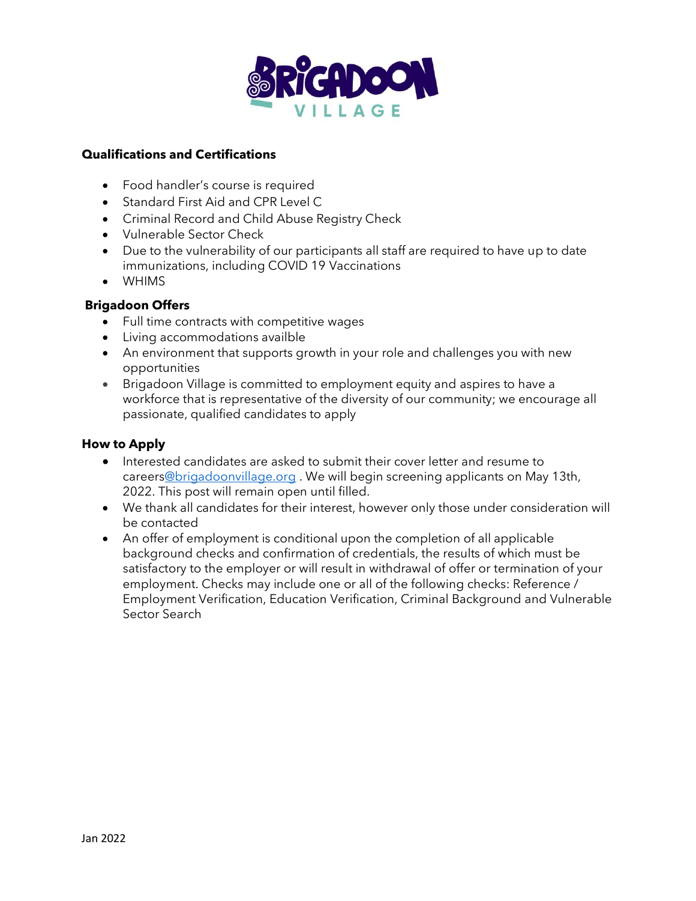## Qualifications and Certifications

- Food handler's course is required
- Standard First Aid and CPR Level C
- Criminal Record and Child Abuse Registry Check
- Vulnerable Sector Check
- Due to the vulnerability of our participants all staff are required to have up to date immunizations, including COVID 19 Vaccinations
- WHIMS

## Brigadoon Offers

- Full time contracts with competitive wages
- Living accommodations availble
- An environment that supports growth in your role and challenges you with new opportunities
- Brigadoon Village is committed to employment equity and aspires to have a workforce that is representative of the diversity of our community; we encourage all passionate, qualified candidates to apply

## How to Apply

- Interested candidates are asked to submit their cover letter and resume to careers@brigadoonvillage.org . We will begin screening applicants on May 13th, 2022. This post will remain open until filled.
- We thank all candidates for their interest, however only those under consideration will be contacted
- An offer of employment is conditional upon the completion of all applicable background checks and confirmation of credentials, the results of which must be satisfactory to the employer or will result in withdrawal of offer or termination of your employment. Checks may include one or all of the following checks: Reference / Employment Verification, Education Verification, Criminal Background and Vulnerable Sector Search

Jan 2022